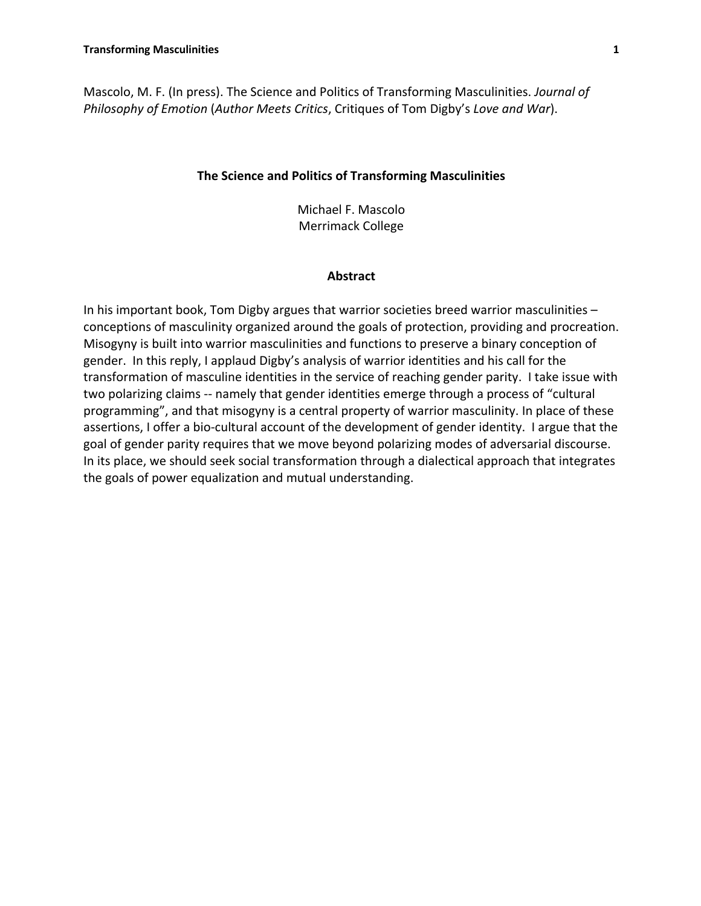Mascolo, M. F. (In press). The Science and Politics of Transforming Masculinities. *Journal of Philosophy of Emotion* (*Author Meets Critics*, Critiques of Tom Digby's *Love and War*).

# The Science and Politics of Transforming Masculinities

Michael F. Mascolo
Merrimack College

## Abstract

In his important book, Tom Digby argues that warrior societies breed warrior masculinities – conceptions of masculinity organized around the goals of protection, providing and procreation. Misogyny is built into warrior masculinities and functions to preserve a binary conception of gender. In this reply, I applaud Digby's analysis of warrior identities and his call for the transformation of masculine identities in the service of reaching gender parity. I take issue with two polarizing claims -- namely that gender identities emerge through a process of "cultural programming", and that misogyny is a central property of warrior masculinity. In place of these assertions, I offer a bio-cultural account of the development of gender identity. I argue that the goal of gender parity requires that we move beyond polarizing modes of adversarial discourse. In its place, we should seek social transformation through a dialectical approach that integrates the goals of power equalization and mutual understanding.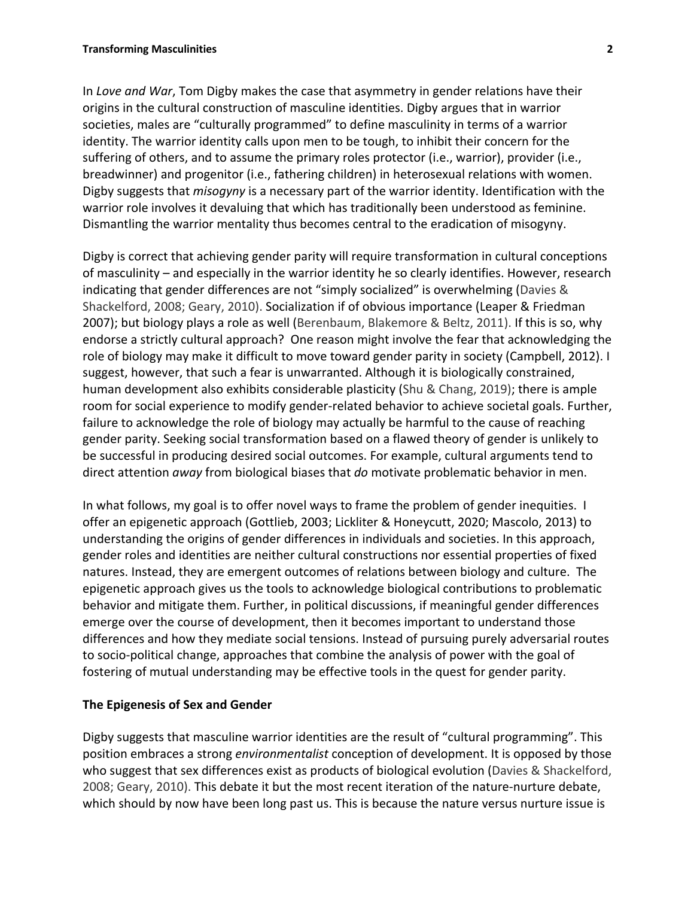In *Love and War*, Tom Digby makes the case that asymmetry in gender relations have their origins in the cultural construction of masculine identities. Digby argues that in warrior societies, males are "culturally programmed" to define masculinity in terms of a warrior identity. The warrior identity calls upon men to be tough, to inhibit their concern for the suffering of others, and to assume the primary roles protector (i.e., warrior), provider (i.e., breadwinner) and progenitor (i.e., fathering children) in heterosexual relations with women. Digby suggests that *misogyny* is a necessary part of the warrior identity. Identification with the warrior role involves it devaluing that which has traditionally been understood as feminine. Dismantling the warrior mentality thus becomes central to the eradication of misogyny.

Digby is correct that achieving gender parity will require transformation in cultural conceptions of masculinity – and especially in the warrior identity he so clearly identifies. However, research indicating that gender differences are not "simply socialized" is overwhelming (Davies & Shackelford, 2008; Geary, 2010). Socialization if of obvious importance (Leaper & Friedman 2007); but biology plays a role as well (Berenbaum, Blakemore & Beltz, 2011). If this is so, why endorse a strictly cultural approach? One reason might involve the fear that acknowledging the role of biology may make it difficult to move toward gender parity in society (Campbell, 2012). I suggest, however, that such a fear is unwarranted. Although it is biologically constrained, human development also exhibits considerable plasticity (Shu & Chang, 2019); there is ample room for social experience to modify gender-related behavior to achieve societal goals. Further, failure to acknowledge the role of biology may actually be harmful to the cause of reaching gender parity. Seeking social transformation based on a flawed theory of gender is unlikely to be successful in producing desired social outcomes. For example, cultural arguments tend to direct attention *away* from biological biases that *do* motivate problematic behavior in men.

In what follows, my goal is to offer novel ways to frame the problem of gender inequities. I offer an epigenetic approach (Gottlieb, 2003; Lickliter & Honeycutt, 2020; Mascolo, 2013) to understanding the origins of gender differences in individuals and societies. In this approach, gender roles and identities are neither cultural constructions nor essential properties of fixed natures. Instead, they are emergent outcomes of relations between biology and culture. The epigenetic approach gives us the tools to acknowledge biological contributions to problematic behavior and mitigate them. Further, in political discussions, if meaningful gender differences emerge over the course of development, then it becomes important to understand those differences and how they mediate social tensions. Instead of pursuing purely adversarial routes to socio-political change, approaches that combine the analysis of power with the goal of fostering of mutual understanding may be effective tools in the quest for gender parity.

## The Epigenesis of Sex and Gender

Digby suggests that masculine warrior identities are the result of "cultural programming". This position embraces a strong *environmentalist* conception of development. It is opposed by those who suggest that sex differences exist as products of biological evolution (Davies & Shackelford, 2008; Geary, 2010). This debate it but the most recent iteration of the nature-nurture debate, which should by now have been long past us. This is because the nature versus nurture issue is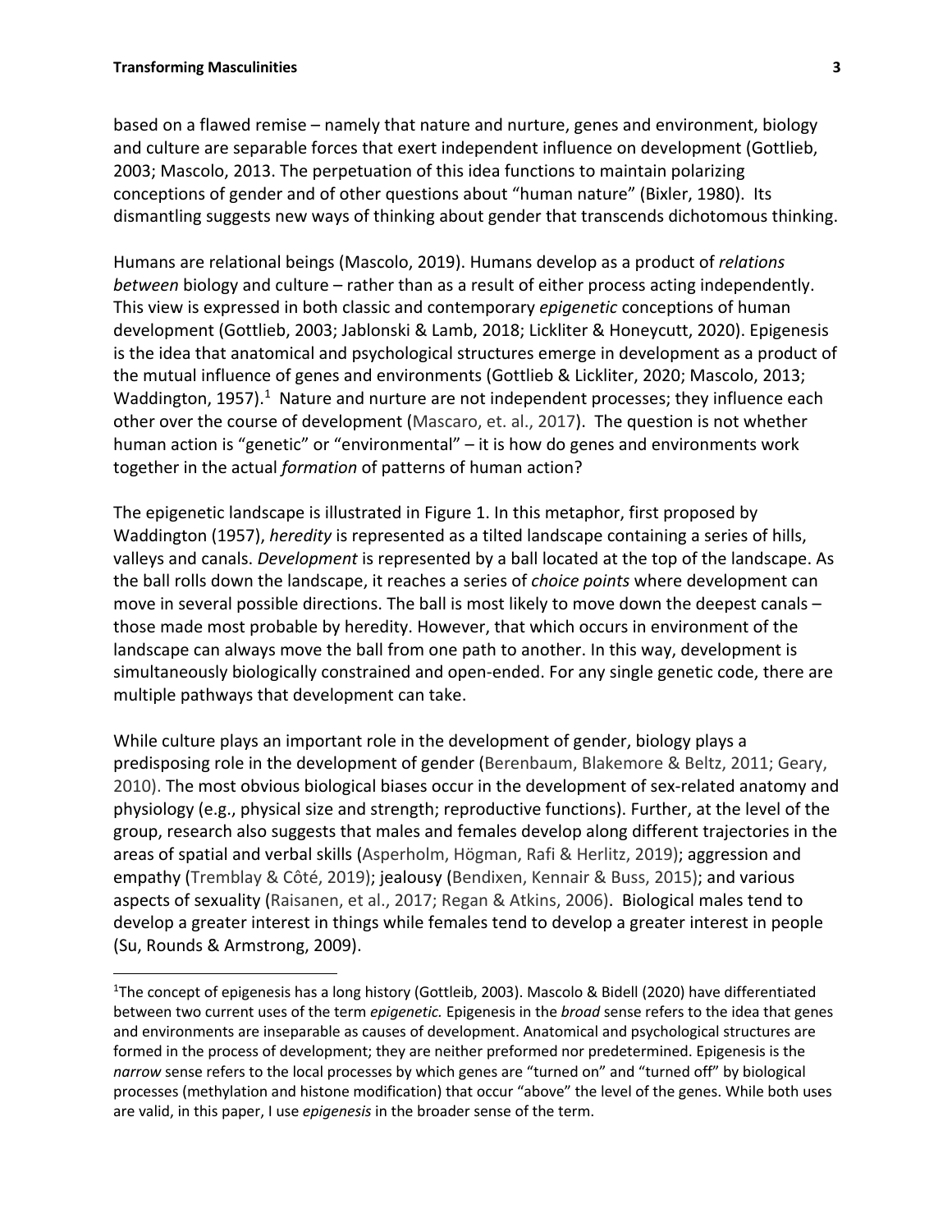based on a flawed remise – namely that nature and nurture, genes and environment, biology and culture are separable forces that exert independent influence on development (Gottlieb, 2003; Mascolo, 2013. The perpetuation of this idea functions to maintain polarizing conceptions of gender and of other questions about "human nature" (Bixler, 1980). Its dismantling suggests new ways of thinking about gender that transcends dichotomous thinking.

Humans are relational beings (Mascolo, 2019). Humans develop as a product of *relations between* biology and culture – rather than as a result of either process acting independently. This view is expressed in both classic and contemporary *epigenetic* conceptions of human development (Gottlieb, 2003; Jablonski & Lamb, 2018; Lickliter & Honeycutt, 2020). Epigenesis is the idea that anatomical and psychological structures emerge in development as a product of the mutual influence of genes and environments (Gottlieb & Lickliter, 2020; Mascolo, 2013; Waddington, 1957).[1] Nature and nurture are not independent processes; they influence each other over the course of development (Mascaro, et. al., 2017). The question is not whether human action is "genetic" or "environmental" – it is how do genes and environments work together in the actual *formation* of patterns of human action?

The epigenetic landscape is illustrated in Figure 1. In this metaphor, first proposed by Waddington (1957), *heredity* is represented as a tilted landscape containing a series of hills, valleys and canals. *Development* is represented by a ball located at the top of the landscape. As the ball rolls down the landscape, it reaches a series of *choice points* where development can move in several possible directions. The ball is most likely to move down the deepest canals – those made most probable by heredity. However, that which occurs in environment of the landscape can always move the ball from one path to another. In this way, development is simultaneously biologically constrained and open-ended. For any single genetic code, there are multiple pathways that development can take.

While culture plays an important role in the development of gender, biology plays a predisposing role in the development of gender (Berenbaum, Blakemore & Beltz, 2011; Geary, 2010). The most obvious biological biases occur in the development of sex-related anatomy and physiology (e.g., physical size and strength; reproductive functions). Further, at the level of the group, research also suggests that males and females develop along different trajectories in the areas of spatial and verbal skills (Asperholm, Högman, Rafi & Herlitz, 2019); aggression and empathy (Tremblay & Côté, 2019); jealousy (Bendixen, Kennair & Buss, 2015); and various aspects of sexuality (Raisanen, et al., 2017; Regan & Atkins, 2006). Biological males tend to develop a greater interest in things while females tend to develop a greater interest in people (Su, Rounds & Armstrong, 2009).

---

[1]The concept of epigenesis has a long history (Gottleib, 2003). Mascolo & Bidell (2020) have differentiated between two current uses of the term *epigenetic.* Epigenesis in the *broad* sense refers to the idea that genes and environments are inseparable as causes of development. Anatomical and psychological structures are formed in the process of development; they are neither preformed nor predetermined. Epigenesis is the *narrow* sense refers to the local processes by which genes are "turned on" and "turned off" by biological processes (methylation and histone modification) that occur "above" the level of the genes. While both uses are valid, in this paper, I use *epigenesis* in the broader sense of the term.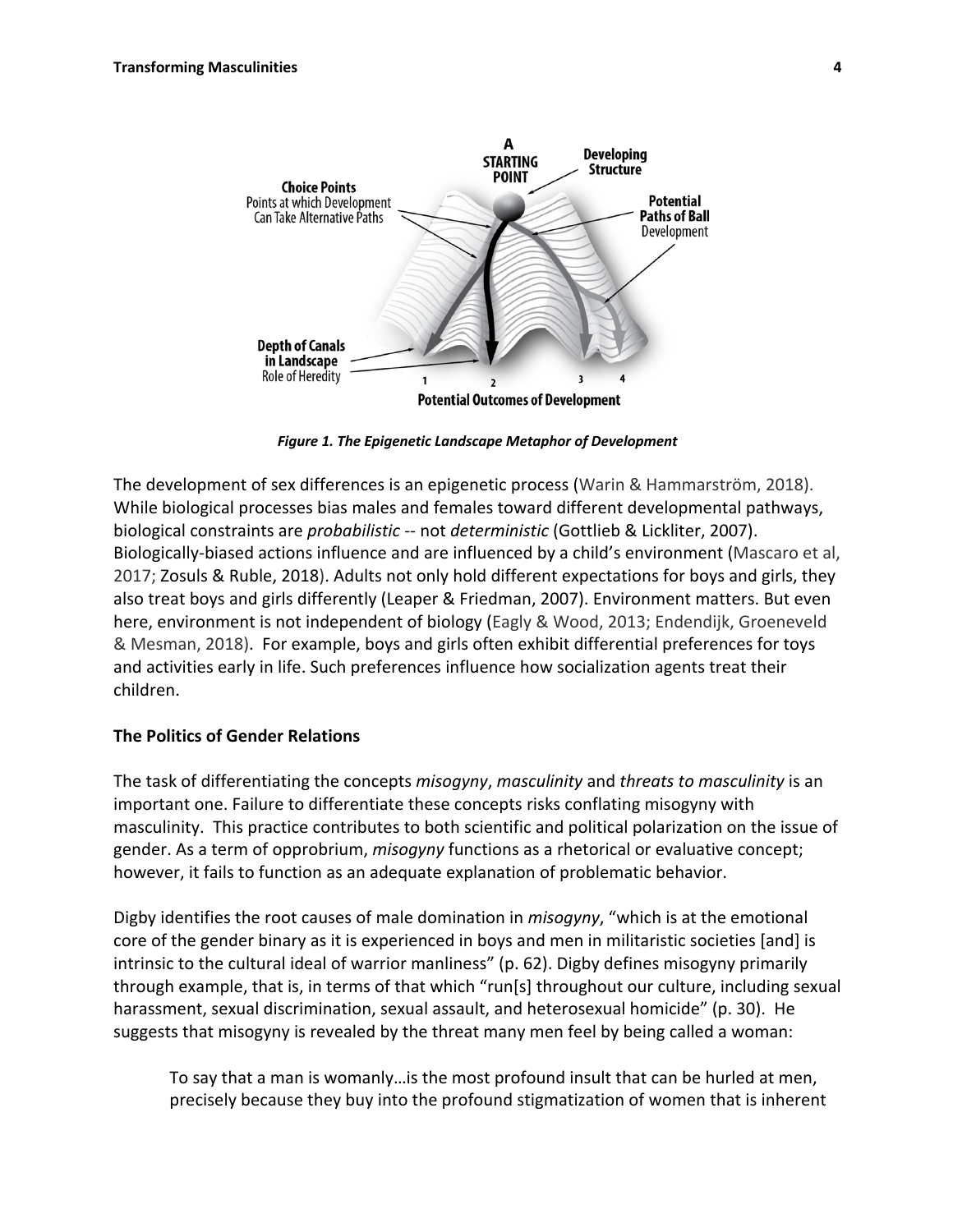*Figure 1. The Epigenetic Landscape Metaphor of Development*

The development of sex differences is an epigenetic process (Warin & Hammarström, 2018). While biological processes bias males and females toward different developmental pathways, biological constraints are *probabilistic* -- not *deterministic* (Gottlieb & Lickliter, 2007). Biologically-biased actions influence and are influenced by a child's environment (Mascaro et al, 2017; Zosuls & Ruble, 2018). Adults not only hold different expectations for boys and girls, they also treat boys and girls differently (Leaper & Friedman, 2007). Environment matters. But even here, environment is not independent of biology (Eagly & Wood, 2013; Endendijk, Groeneveld & Mesman, 2018). For example, boys and girls often exhibit differential preferences for toys and activities early in life. Such preferences influence how socialization agents treat their children.

## The Politics of Gender Relations

The task of differentiating the concepts *misogyny*, *masculinity* and *threats to masculinity* is an important one. Failure to differentiate these concepts risks conflating misogyny with masculinity. This practice contributes to both scientific and political polarization on the issue of gender. As a term of opprobrium, *misogyny* functions as a rhetorical or evaluative concept; however, it fails to function as an adequate explanation of problematic behavior.

Digby identifies the root causes of male domination in *misogyny*, "which is at the emotional core of the gender binary as it is experienced in boys and men in militaristic societies [and] is intrinsic to the cultural ideal of warrior manliness" (p. 62). Digby defines misogyny primarily through example, that is, in terms of that which "run[s] throughout our culture, including sexual harassment, sexual discrimination, sexual assault, and heterosexual homicide" (p. 30). He suggests that misogyny is revealed by the threat many men feel by being called a woman:

> To say that a man is womanly…is the most profound insult that can be hurled at men, precisely because they buy into the profound stigmatization of women that is inherent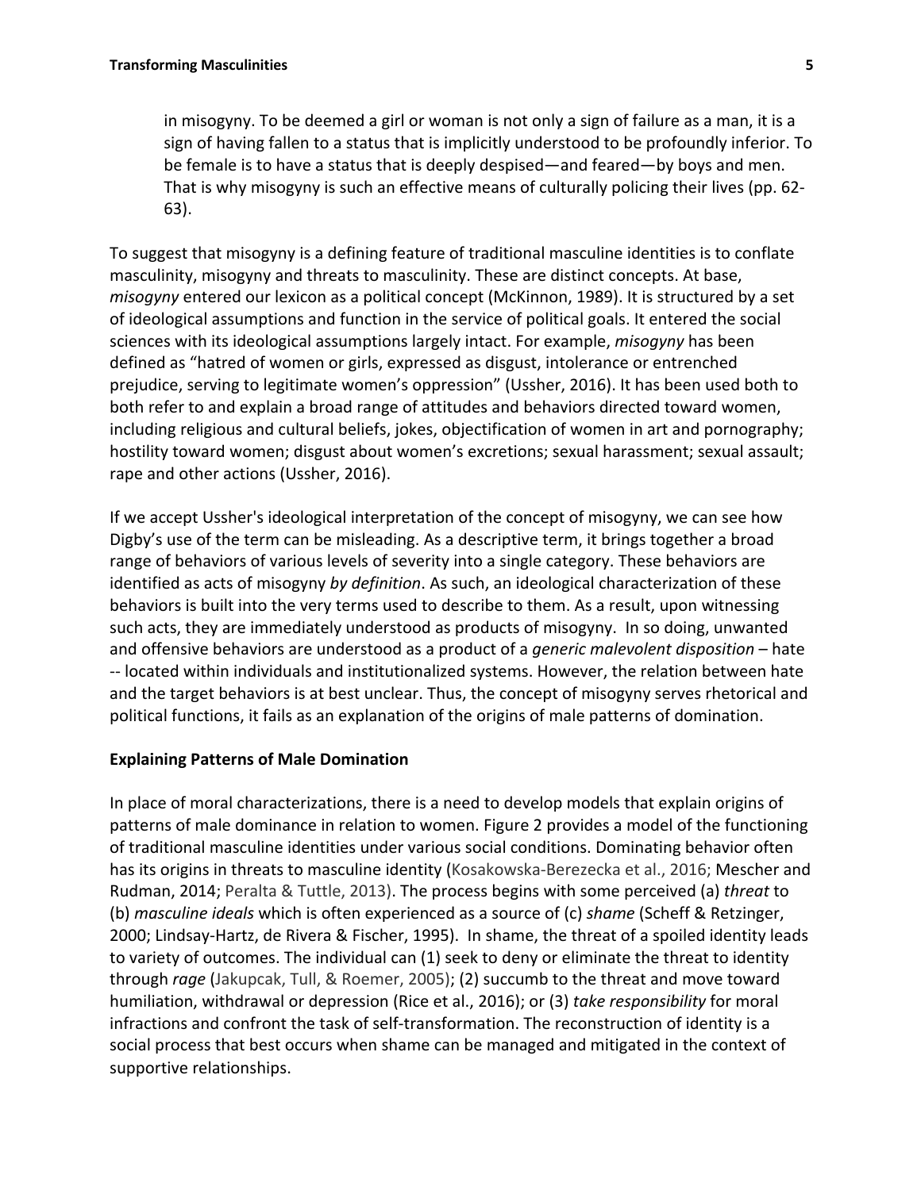> in misogyny. To be deemed a girl or woman is not only a sign of failure as a man, it is a sign of having fallen to a status that is implicitly understood to be profoundly inferior. To be female is to have a status that is deeply despised—and feared—by boys and men. That is why misogyny is such an effective means of culturally policing their lives (pp. 62-63).

To suggest that misogyny is a defining feature of traditional masculine identities is to conflate masculinity, misogyny and threats to masculinity. These are distinct concepts. At base, *misogyny* entered our lexicon as a political concept (McKinnon, 1989). It is structured by a set of ideological assumptions and function in the service of political goals. It entered the social sciences with its ideological assumptions largely intact. For example, *misogyny* has been defined as "hatred of women or girls, expressed as disgust, intolerance or entrenched prejudice, serving to legitimate women's oppression" (Ussher, 2016). It has been used both to both refer to and explain a broad range of attitudes and behaviors directed toward women, including religious and cultural beliefs, jokes, objectification of women in art and pornography; hostility toward women; disgust about women's excretions; sexual harassment; sexual assault; rape and other actions (Ussher, 2016).

If we accept Ussher's ideological interpretation of the concept of misogyny, we can see how Digby's use of the term can be misleading. As a descriptive term, it brings together a broad range of behaviors of various levels of severity into a single category. These behaviors are identified as acts of misogyny *by definition*. As such, an ideological characterization of these behaviors is built into the very terms used to describe to them. As a result, upon witnessing such acts, they are immediately understood as products of misogyny. In so doing, unwanted and offensive behaviors are understood as a product of a *generic malevolent disposition* – hate -- located within individuals and institutionalized systems. However, the relation between hate and the target behaviors is at best unclear. Thus, the concept of misogyny serves rhetorical and political functions, it fails as an explanation of the origins of male patterns of domination.

## Explaining Patterns of Male Domination

In place of moral characterizations, there is a need to develop models that explain origins of patterns of male dominance in relation to women. Figure 2 provides a model of the functioning of traditional masculine identities under various social conditions. Dominating behavior often has its origins in threats to masculine identity (Kosakowska-Berezecka et al., 2016; Mescher and Rudman, 2014; Peralta & Tuttle, 2013). The process begins with some perceived (a) *threat* to (b) *masculine ideals* which is often experienced as a source of (c) *shame* (Scheff & Retzinger, 2000; Lindsay-Hartz, de Rivera & Fischer, 1995). In shame, the threat of a spoiled identity leads to variety of outcomes. The individual can (1) seek to deny or eliminate the threat to identity through *rage* (Jakupcak, Tull, & Roemer, 2005); (2) succumb to the threat and move toward humiliation, withdrawal or depression (Rice et al., 2016); or (3) *take responsibility* for moral infractions and confront the task of self-transformation. The reconstruction of identity is a social process that best occurs when shame can be managed and mitigated in the context of supportive relationships.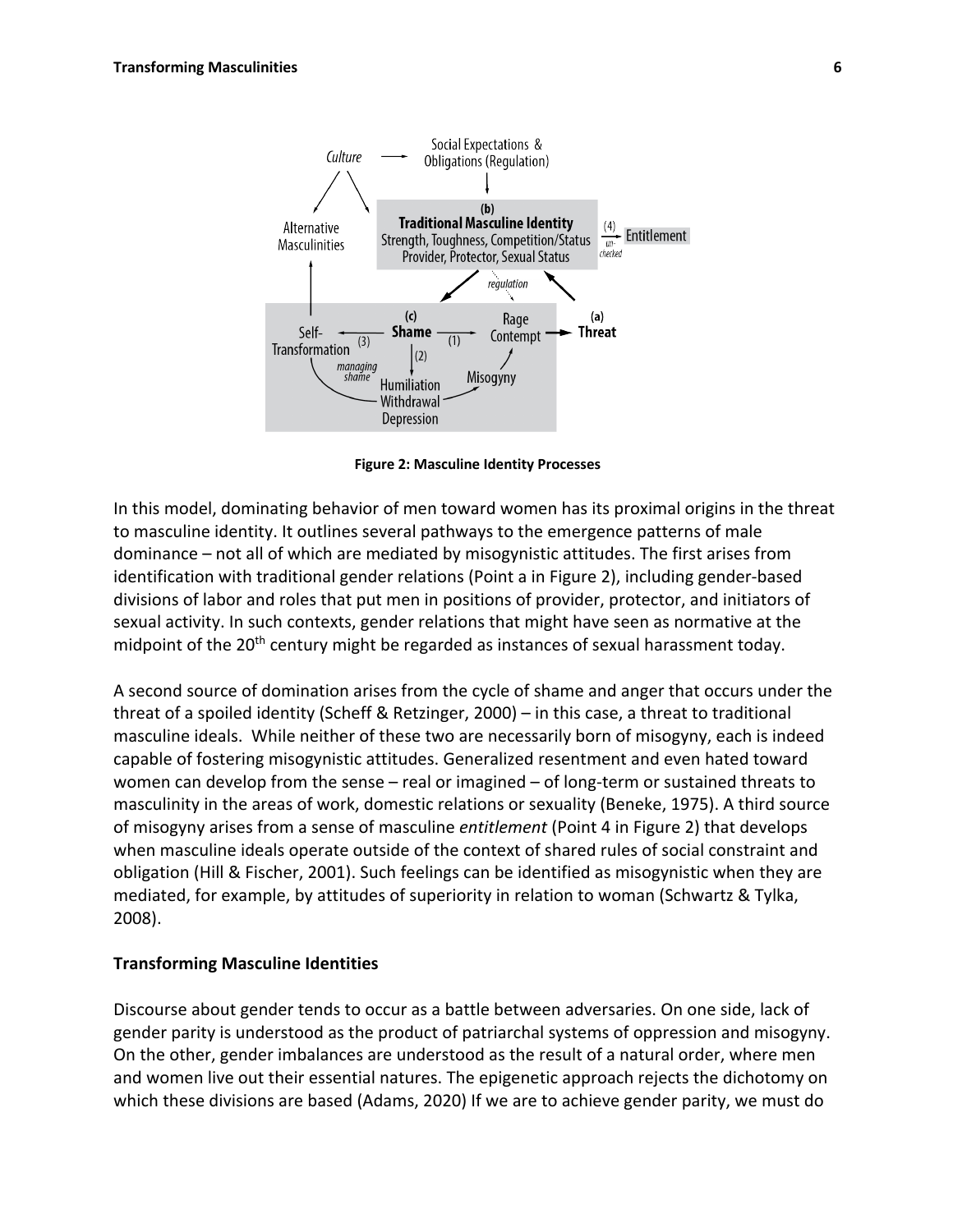**Figure 2: Masculine Identity Processes**

In this model, dominating behavior of men toward women has its proximal origins in the threat to masculine identity. It outlines several pathways to the emergence patterns of male dominance – not all of which are mediated by misogynistic attitudes. The first arises from identification with traditional gender relations (Point a in Figure 2), including gender-based divisions of labor and roles that put men in positions of provider, protector, and initiators of sexual activity. In such contexts, gender relations that might have seen as normative at the midpoint of the 20th century might be regarded as instances of sexual harassment today.

A second source of domination arises from the cycle of shame and anger that occurs under the threat of a spoiled identity (Scheff & Retzinger, 2000) – in this case, a threat to traditional masculine ideals. While neither of these two are necessarily born of misogyny, each is indeed capable of fostering misogynistic attitudes. Generalized resentment and even hated toward women can develop from the sense – real or imagined – of long-term or sustained threats to masculinity in the areas of work, domestic relations or sexuality (Beneke, 1975). A third source of misogyny arises from a sense of masculine *entitlement* (Point 4 in Figure 2) that develops when masculine ideals operate outside of the context of shared rules of social constraint and obligation (Hill & Fischer, 2001). Such feelings can be identified as misogynistic when they are mediated, for example, by attitudes of superiority in relation to woman (Schwartz & Tylka, 2008).

### Transforming Masculine Identities

Discourse about gender tends to occur as a battle between adversaries. On one side, lack of gender parity is understood as the product of patriarchal systems of oppression and misogyny. On the other, gender imbalances are understood as the result of a natural order, where men and women live out their essential natures. The epigenetic approach rejects the dichotomy on which these divisions are based (Adams, 2020) If we are to achieve gender parity, we must do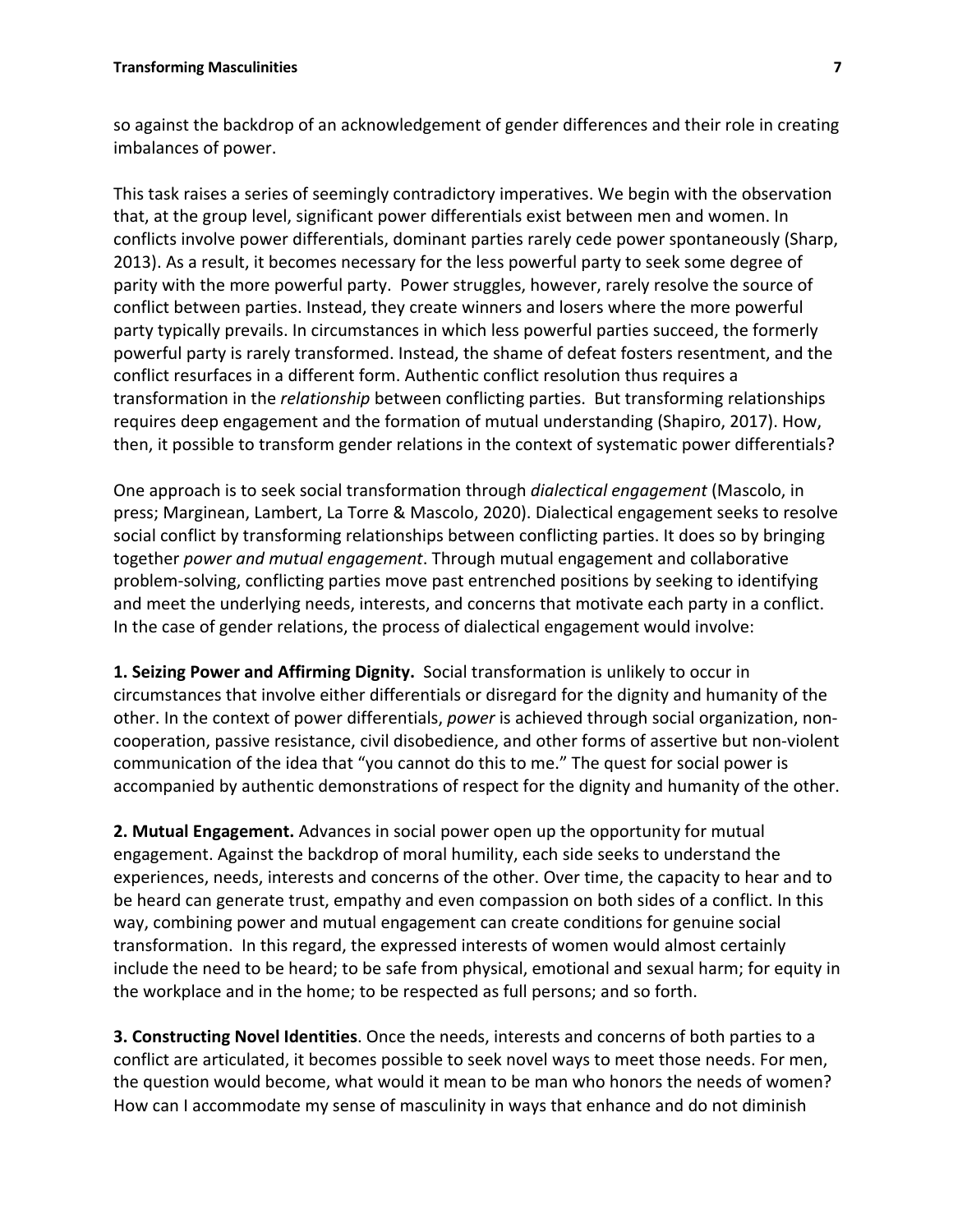so against the backdrop of an acknowledgement of gender differences and their role in creating imbalances of power.

This task raises a series of seemingly contradictory imperatives. We begin with the observation that, at the group level, significant power differentials exist between men and women. In conflicts involve power differentials, dominant parties rarely cede power spontaneously (Sharp, 2013). As a result, it becomes necessary for the less powerful party to seek some degree of parity with the more powerful party. Power struggles, however, rarely resolve the source of conflict between parties. Instead, they create winners and losers where the more powerful party typically prevails. In circumstances in which less powerful parties succeed, the formerly powerful party is rarely transformed. Instead, the shame of defeat fosters resentment, and the conflict resurfaces in a different form. Authentic conflict resolution thus requires a transformation in the *relationship* between conflicting parties. But transforming relationships requires deep engagement and the formation of mutual understanding (Shapiro, 2017). How, then, it possible to transform gender relations in the context of systematic power differentials?

One approach is to seek social transformation through *dialectical engagement* (Mascolo, in press; Marginean, Lambert, La Torre & Mascolo, 2020). Dialectical engagement seeks to resolve social conflict by transforming relationships between conflicting parties. It does so by bringing together *power and mutual engagement*. Through mutual engagement and collaborative problem-solving, conflicting parties move past entrenched positions by seeking to identifying and meet the underlying needs, interests, and concerns that motivate each party in a conflict. In the case of gender relations, the process of dialectical engagement would involve:

**1. Seizing Power and Affirming Dignity.** Social transformation is unlikely to occur in circumstances that involve either differentials or disregard for the dignity and humanity of the other. In the context of power differentials, *power* is achieved through social organization, non-cooperation, passive resistance, civil disobedience, and other forms of assertive but non-violent communication of the idea that "you cannot do this to me." The quest for social power is accompanied by authentic demonstrations of respect for the dignity and humanity of the other.

**2. Mutual Engagement.** Advances in social power open up the opportunity for mutual engagement. Against the backdrop of moral humility, each side seeks to understand the experiences, needs, interests and concerns of the other. Over time, the capacity to hear and to be heard can generate trust, empathy and even compassion on both sides of a conflict. In this way, combining power and mutual engagement can create conditions for genuine social transformation. In this regard, the expressed interests of women would almost certainly include the need to be heard; to be safe from physical, emotional and sexual harm; for equity in the workplace and in the home; to be respected as full persons; and so forth.

**3. Constructing Novel Identities**. Once the needs, interests and concerns of both parties to a conflict are articulated, it becomes possible to seek novel ways to meet those needs. For men, the question would become, what would it mean to be man who honors the needs of women? How can I accommodate my sense of masculinity in ways that enhance and do not diminish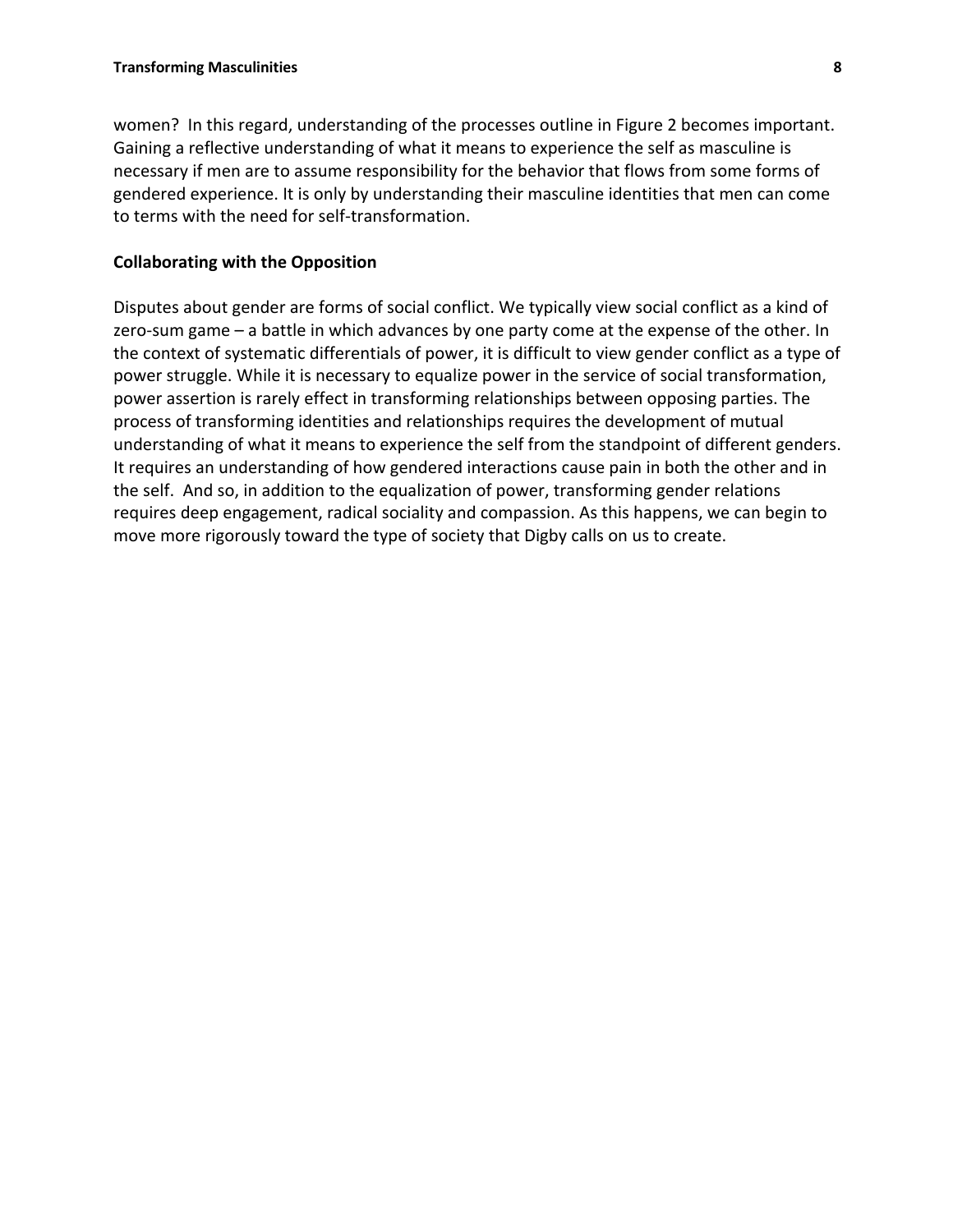women? In this regard, understanding of the processes outline in Figure 2 becomes important. Gaining a reflective understanding of what it means to experience the self as masculine is necessary if men are to assume responsibility for the behavior that flows from some forms of gendered experience. It is only by understanding their masculine identities that men can come to terms with the need for self-transformation.

## Collaborating with the Opposition

Disputes about gender are forms of social conflict. We typically view social conflict as a kind of zero-sum game – a battle in which advances by one party come at the expense of the other. In the context of systematic differentials of power, it is difficult to view gender conflict as a type of power struggle. While it is necessary to equalize power in the service of social transformation, power assertion is rarely effect in transforming relationships between opposing parties. The process of transforming identities and relationships requires the development of mutual understanding of what it means to experience the self from the standpoint of different genders. It requires an understanding of how gendered interactions cause pain in both the other and in the self. And so, in addition to the equalization of power, transforming gender relations requires deep engagement, radical sociality and compassion. As this happens, we can begin to move more rigorously toward the type of society that Digby calls on us to create.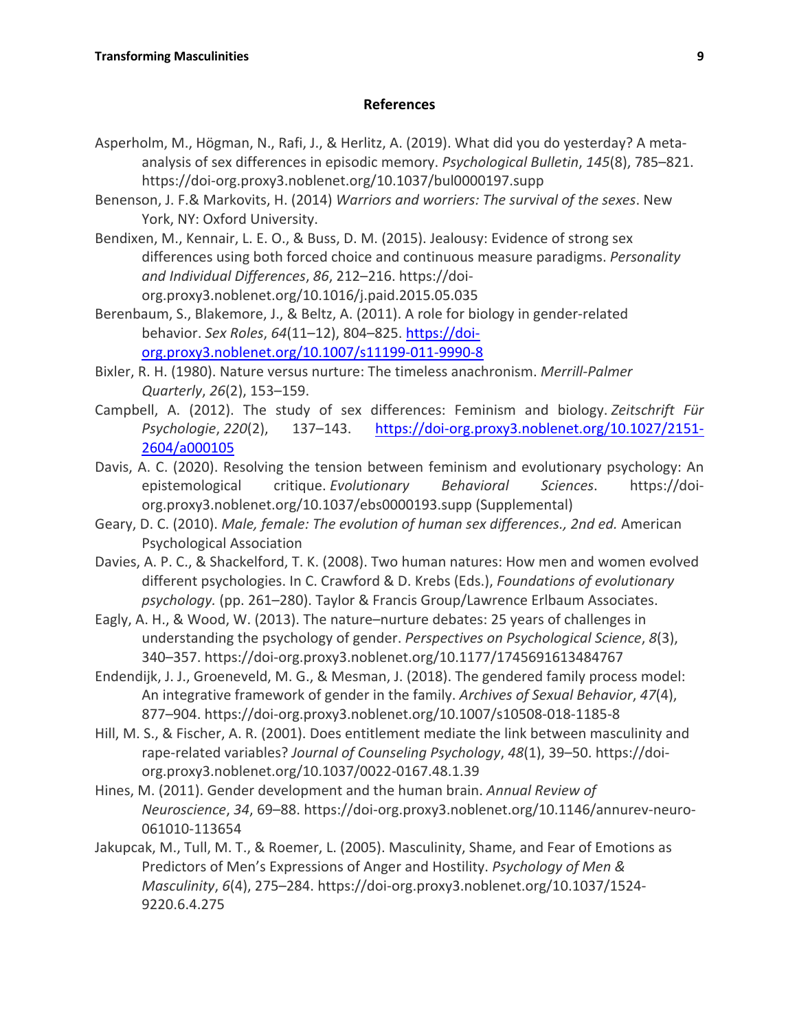## References

Asperholm, M., Högman, N., Rafi, J., & Herlitz, A. (2019). What did you do yesterday? A meta-analysis of sex differences in episodic memory. *Psychological Bulletin*, *145*(8), 785–821. https://doi-org.proxy3.noblenet.org/10.1037/bul0000197.supp

Benenson, J. F.& Markovits, H. (2014) *Warriors and worriers: The survival of the sexes*. New York, NY: Oxford University.

Bendixen, M., Kennair, L. E. O., & Buss, D. M. (2015). Jealousy: Evidence of strong sex differences using both forced choice and continuous measure paradigms. *Personality and Individual Differences*, *86*, 212–216. https://doi-org.proxy3.noblenet.org/10.1016/j.paid.2015.05.035

Berenbaum, S., Blakemore, J., & Beltz, A. (2011). A role for biology in gender-related behavior. *Sex Roles*, *64*(11–12), 804–825. https://doi-org.proxy3.noblenet.org/10.1007/s11199-011-9990-8

Bixler, R. H. (1980). Nature versus nurture: The timeless anachronism. *Merrill-Palmer Quarterly*, *26*(2), 153–159.

Campbell, A. (2012). The study of sex differences: Feminism and biology. *Zeitschrift Für Psychologie*, *220*(2), 137–143. https://doi-org.proxy3.noblenet.org/10.1027/2151-2604/a000105

Davis, A. C. (2020). Resolving the tension between feminism and evolutionary psychology: An epistemological critique. *Evolutionary Behavioral Sciences*. https://doi-org.proxy3.noblenet.org/10.1037/ebs0000193.supp (Supplemental)

Geary, D. C. (2010). *Male, female: The evolution of human sex differences., 2nd ed.* American Psychological Association

Davies, A. P. C., & Shackelford, T. K. (2008). Two human natures: How men and women evolved different psychologies. In C. Crawford & D. Krebs (Eds.), *Foundations of evolutionary psychology.* (pp. 261–280). Taylor & Francis Group/Lawrence Erlbaum Associates.

Eagly, A. H., & Wood, W. (2013). The nature–nurture debates: 25 years of challenges in understanding the psychology of gender. *Perspectives on Psychological Science*, *8*(3), 340–357. https://doi-org.proxy3.noblenet.org/10.1177/1745691613484767

Endendijk, J. J., Groeneveld, M. G., & Mesman, J. (2018). The gendered family process model: An integrative framework of gender in the family. *Archives of Sexual Behavior*, *47*(4), 877–904. https://doi-org.proxy3.noblenet.org/10.1007/s10508-018-1185-8

Hill, M. S., & Fischer, A. R. (2001). Does entitlement mediate the link between masculinity and rape-related variables? *Journal of Counseling Psychology*, *48*(1), 39–50. https://doi-org.proxy3.noblenet.org/10.1037/0022-0167.48.1.39

Hines, M. (2011). Gender development and the human brain. *Annual Review of Neuroscience*, *34*, 69–88. https://doi-org.proxy3.noblenet.org/10.1146/annurev-neuro-061010-113654

Jakupcak, M., Tull, M. T., & Roemer, L. (2005). Masculinity, Shame, and Fear of Emotions as Predictors of Men's Expressions of Anger and Hostility. *Psychology of Men & Masculinity*, *6*(4), 275–284. https://doi-org.proxy3.noblenet.org/10.1037/1524-9220.6.4.275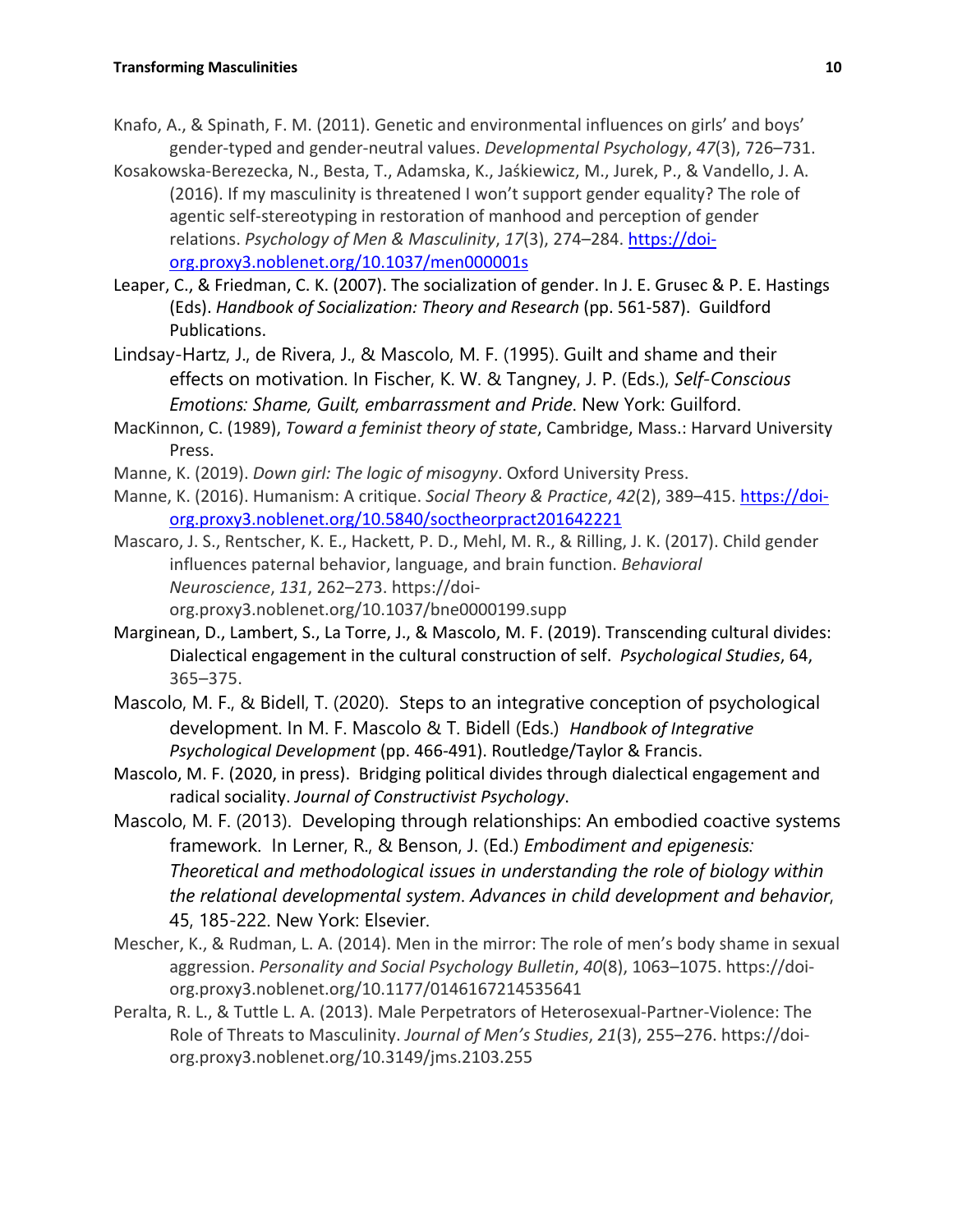Knafo, A., & Spinath, F. M. (2011). Genetic and environmental influences on girls' and boys' gender-typed and gender-neutral values. *Developmental Psychology*, *47*(3), 726–731.

Kosakowska-Berezecka, N., Besta, T., Adamska, K., Jaśkiewicz, M., Jurek, P., & Vandello, J. A. (2016). If my masculinity is threatened I won't support gender equality? The role of agentic self-stereotyping in restoration of manhood and perception of gender relations. *Psychology of Men & Masculinity*, *17*(3), 274–284. [https://doi-org.proxy3.noblenet.org/10.1037/men000001s](https://doi-org.proxy3.noblenet.org/10.1037/men000001s)

Leaper, C., & Friedman, C. K. (2007). The socialization of gender. In J. E. Grusec & P. E. Hastings (Eds). *Handbook of Socialization: Theory and Research* (pp. 561-587). Guildford Publications.

Lindsay-Hartz, J., de Rivera, J., & Mascolo, M. F. (1995). Guilt and shame and their effects on motivation. In Fischer, K. W. & Tangney, J. P. (Eds.), *Self-Conscious Emotions: Shame, Guilt, embarrassment and Pride*. New York: Guilford.

MacKinnon, C. (1989), *Toward a feminist theory of state*, Cambridge, Mass.: Harvard University Press.

Manne, K. (2019). *Down girl: The logic of misogyny*. Oxford University Press.

Manne, K. (2016). Humanism: A critique. *Social Theory & Practice*, *42*(2), 389–415. [https://doi-org.proxy3.noblenet.org/10.5840/soctheorpract201642221](https://doi-org.proxy3.noblenet.org/10.5840/soctheorpract201642221)

Mascaro, J. S., Rentscher, K. E., Hackett, P. D., Mehl, M. R., & Rilling, J. K. (2017). Child gender influences paternal behavior, language, and brain function. *Behavioral Neuroscience*, *131*, 262–273. https://doi-org.proxy3.noblenet.org/10.1037/bne0000199.supp

Marginean, D., Lambert, S., La Torre, J., & Mascolo, M. F. (2019). Transcending cultural divides: Dialectical engagement in the cultural construction of self. *Psychological Studies*, 64, 365–375.

Mascolo, M. F., & Bidell, T. (2020). Steps to an integrative conception of psychological development. In M. F. Mascolo & T. Bidell (Eds.) *Handbook of Integrative Psychological Development* (pp. 466-491). Routledge/Taylor & Francis.

Mascolo, M. F. (2020, in press). Bridging political divides through dialectical engagement and radical sociality. *Journal of Constructivist Psychology*.

Mascolo, M. F. (2013). Developing through relationships: An embodied coactive systems framework. In Lerner, R., & Benson, J. (Ed.) *Embodiment and epigenesis: Theoretical and methodological issues in understanding the role of biology within the relational developmental system. Advances in child development and behavior*, 45, 185-222. New York: Elsevier.

Mescher, K., & Rudman, L. A. (2014). Men in the mirror: The role of men's body shame in sexual aggression. *Personality and Social Psychology Bulletin*, *40*(8), 1063–1075. https://doi-org.proxy3.noblenet.org/10.1177/0146167214535641

Peralta, R. L., & Tuttle L. A. (2013). Male Perpetrators of Heterosexual-Partner-Violence: The Role of Threats to Masculinity. *Journal of Men's Studies*, *21*(3), 255–276. https://doi-org.proxy3.noblenet.org/10.3149/jms.2103.255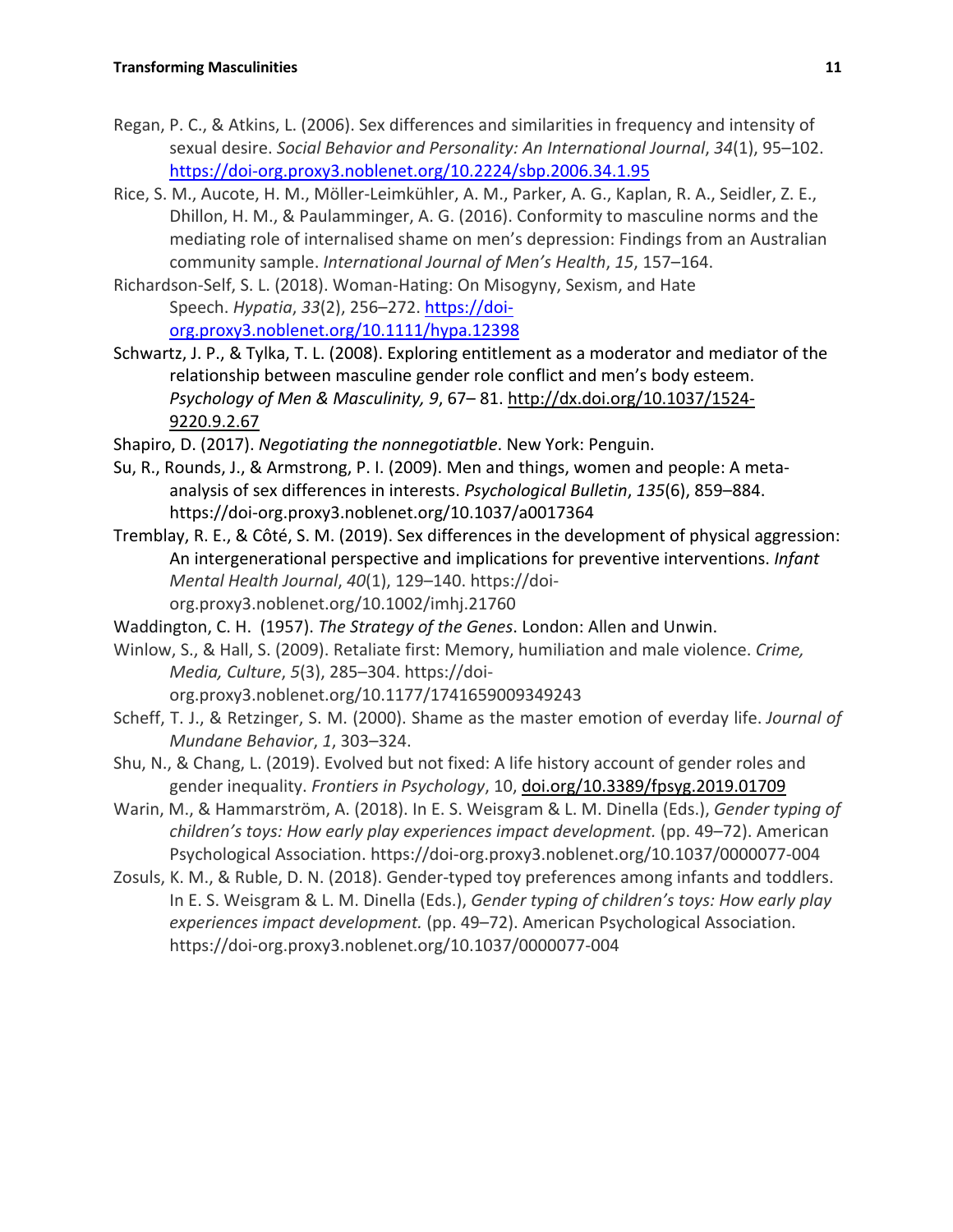Regan, P. C., & Atkins, L. (2006). Sex differences and similarities in frequency and intensity of sexual desire. *Social Behavior and Personality: An International Journal*, *34*(1), 95–102. https://doi-org.proxy3.noblenet.org/10.2224/sbp.2006.34.1.95

Rice, S. M., Aucote, H. M., Möller-Leimkühler, A. M., Parker, A. G., Kaplan, R. A., Seidler, Z. E., Dhillon, H. M., & Paulamminger, A. G. (2016). Conformity to masculine norms and the mediating role of internalised shame on men's depression: Findings from an Australian community sample. *International Journal of Men's Health*, *15*, 157–164.

Richardson-Self, S. L. (2018). Woman-Hating: On Misogyny, Sexism, and Hate Speech. *Hypatia*, *33*(2), 256–272. https://doi-org.proxy3.noblenet.org/10.1111/hypa.12398

Schwartz, J. P., & Tylka, T. L. (2008). Exploring entitlement as a moderator and mediator of the relationship between masculine gender role conflict and men's body esteem. *Psychology of Men & Masculinity, 9*, 67– 81. http://dx.doi.org/10.1037/1524-9220.9.2.67

Shapiro, D. (2017). *Negotiating the nonnegotiatble*. New York: Penguin.

Su, R., Rounds, J., & Armstrong, P. I. (2009). Men and things, women and people: A meta-analysis of sex differences in interests. *Psychological Bulletin*, *135*(6), 859–884. https://doi-org.proxy3.noblenet.org/10.1037/a0017364

Tremblay, R. E., & Côté, S. M. (2019). Sex differences in the development of physical aggression: An intergenerational perspective and implications for preventive interventions. *Infant Mental Health Journal*, *40*(1), 129–140. https://doi-org.proxy3.noblenet.org/10.1002/imhj.21760

Waddington, C. H. (1957). *The Strategy of the Genes*. London: Allen and Unwin.

Winlow, S., & Hall, S. (2009). Retaliate first: Memory, humiliation and male violence. *Crime, Media, Culture*, *5*(3), 285–304. https://doi-org.proxy3.noblenet.org/10.1177/1741659009349243

Scheff, T. J., & Retzinger, S. M. (2000). Shame as the master emotion of everday life. *Journal of Mundane Behavior*, *1*, 303–324.

Shu, N., & Chang, L. (2019). Evolved but not fixed: A life history account of gender roles and gender inequality. *Frontiers in Psychology*, 10, doi.org/10.3389/fpsyg.2019.01709

Warin, M., & Hammarström, A. (2018). In E. S. Weisgram & L. M. Dinella (Eds.), *Gender typing of children's toys: How early play experiences impact development.* (pp. 49–72). American Psychological Association. https://doi-org.proxy3.noblenet.org/10.1037/0000077-004

Zosuls, K. M., & Ruble, D. N. (2018). Gender-typed toy preferences among infants and toddlers. In E. S. Weisgram & L. M. Dinella (Eds.), *Gender typing of children's toys: How early play experiences impact development.* (pp. 49–72). American Psychological Association. https://doi-org.proxy3.noblenet.org/10.1037/0000077-004